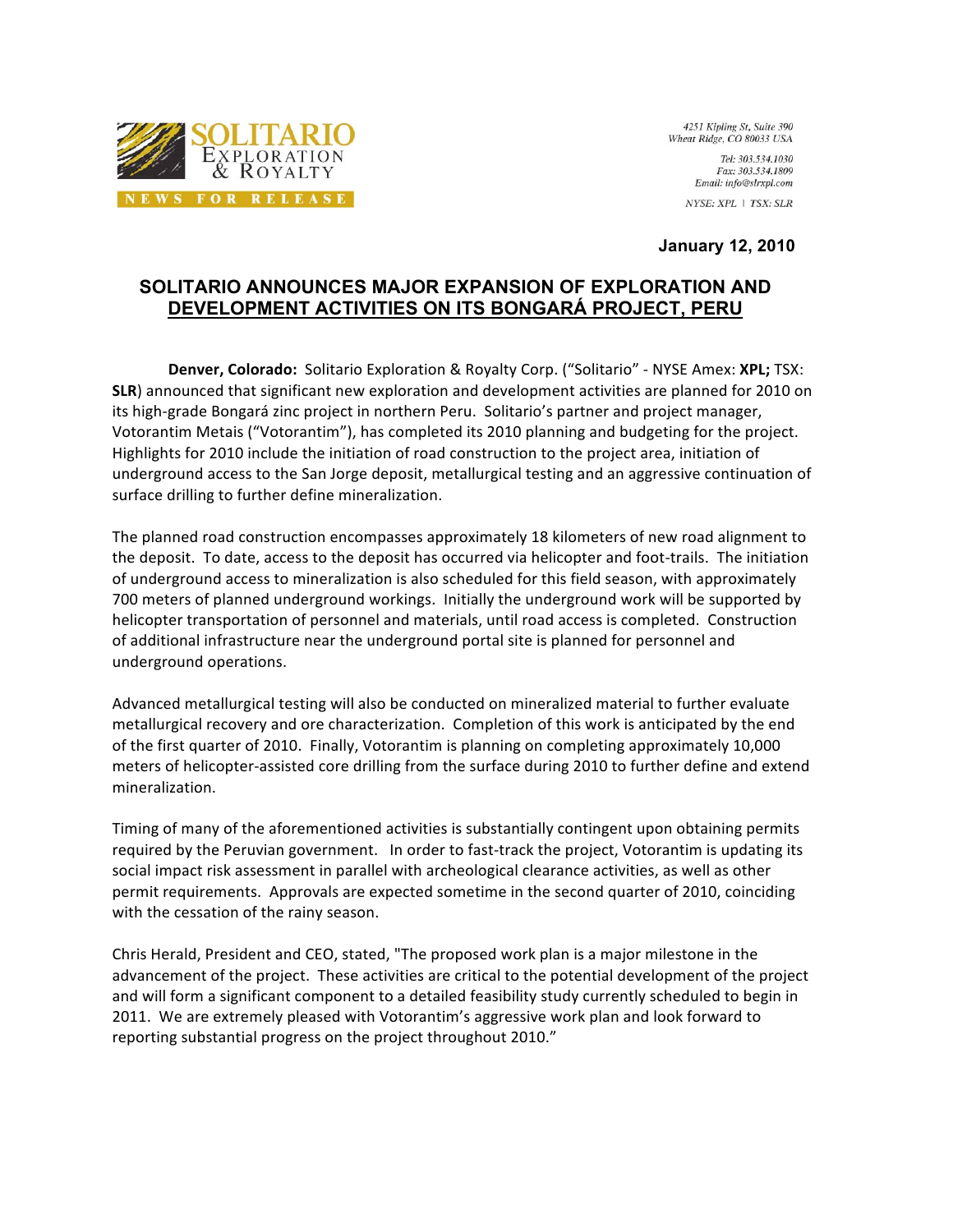SOLITARIO EXPLORATION & ROYALTY

NEWS FOR RELEASE

4251 Kipling St, Suite 390
Wheat Ridge, CO 80033 USA

Tel: 303.534.1030
Fax: 303.534.1809
Email: info@slrxpl.com

NYSE: XPL | TSX: SLR

**January 12, 2010**

# SOLITARIO ANNOUNCES MAJOR EXPANSION OF EXPLORATION AND DEVELOPMENT ACTIVITIES ON ITS BONGARÁ PROJECT, PERU

**Denver, Colorado:** Solitario Exploration & Royalty Corp. ("Solitario" - NYSE Amex: **XPL;** TSX: **SLR**) announced that significant new exploration and development activities are planned for 2010 on its high-grade Bongará zinc project in northern Peru. Solitario's partner and project manager, Votorantim Metais ("Votorantim"), has completed its 2010 planning and budgeting for the project. Highlights for 2010 include the initiation of road construction to the project area, initiation of underground access to the San Jorge deposit, metallurgical testing and an aggressive continuation of surface drilling to further define mineralization.

The planned road construction encompasses approximately 18 kilometers of new road alignment to the deposit. To date, access to the deposit has occurred via helicopter and foot-trails. The initiation of underground access to mineralization is also scheduled for this field season, with approximately 700 meters of planned underground workings. Initially the underground work will be supported by helicopter transportation of personnel and materials, until road access is completed. Construction of additional infrastructure near the underground portal site is planned for personnel and underground operations.

Advanced metallurgical testing will also be conducted on mineralized material to further evaluate metallurgical recovery and ore characterization. Completion of this work is anticipated by the end of the first quarter of 2010. Finally, Votorantim is planning on completing approximately 10,000 meters of helicopter-assisted core drilling from the surface during 2010 to further define and extend mineralization.

Timing of many of the aforementioned activities is substantially contingent upon obtaining permits required by the Peruvian government. In order to fast-track the project, Votorantim is updating its social impact risk assessment in parallel with archeological clearance activities, as well as other permit requirements. Approvals are expected sometime in the second quarter of 2010, coinciding with the cessation of the rainy season.

Chris Herald, President and CEO, stated, "The proposed work plan is a major milestone in the advancement of the project. These activities are critical to the potential development of the project and will form a significant component to a detailed feasibility study currently scheduled to begin in 2011. We are extremely pleased with Votorantim's aggressive work plan and look forward to reporting substantial progress on the project throughout 2010."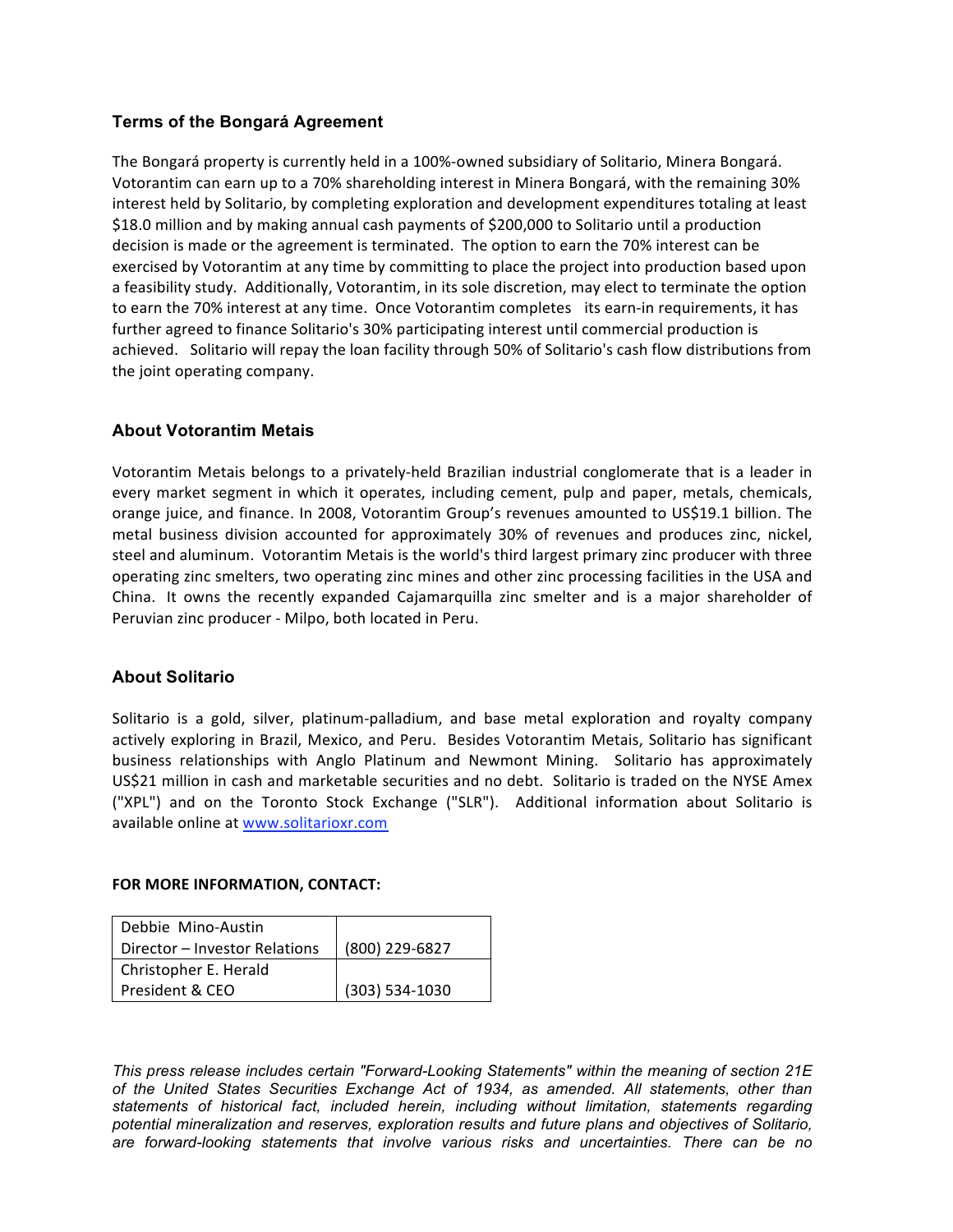## Terms of the Bongará Agreement

The Bongará property is currently held in a 100%-owned subsidiary of Solitario, Minera Bongará. Votorantim can earn up to a 70% shareholding interest in Minera Bongará, with the remaining 30% interest held by Solitario, by completing exploration and development expenditures totaling at least $18.0 million and by making annual cash payments of $200,000 to Solitario until a production decision is made or the agreement is terminated. The option to earn the 70% interest can be exercised by Votorantim at any time by committing to place the project into production based upon a feasibility study. Additionally, Votorantim, in its sole discretion, may elect to terminate the option to earn the 70% interest at any time. Once Votorantim completes its earn-in requirements, it has further agreed to finance Solitario's 30% participating interest until commercial production is achieved. Solitario will repay the loan facility through 50% of Solitario's cash flow distributions from the joint operating company.

## About Votorantim Metais

Votorantim Metais belongs to a privately-held Brazilian industrial conglomerate that is a leader in every market segment in which it operates, including cement, pulp and paper, metals, chemicals, orange juice, and finance. In 2008, Votorantim Group's revenues amounted to US$19.1 billion. The metal business division accounted for approximately 30% of revenues and produces zinc, nickel, steel and aluminum. Votorantim Metais is the world's third largest primary zinc producer with three operating zinc smelters, two operating zinc mines and other zinc processing facilities in the USA and China. It owns the recently expanded Cajamarquilla zinc smelter and is a major shareholder of Peruvian zinc producer - Milpo, both located in Peru.

## About Solitario

Solitario is a gold, silver, platinum-palladium, and base metal exploration and royalty company actively exploring in Brazil, Mexico, and Peru. Besides Votorantim Metais, Solitario has significant business relationships with Anglo Platinum and Newmont Mining. Solitario has approximately US$21 million in cash and marketable securities and no debt. Solitario is traded on the NYSE Amex ("XPL") and on the Toronto Stock Exchange ("SLR"). Additional information about Solitario is available online at www.solitarioxr.com

**FOR MORE INFORMATION, CONTACT:**

| Contact | Phone |
|---|---|
| Debbie Mino-Austin<br>Director – Investor Relations | (800) 229-6827 |
| Christopher E. Herald<br>President & CEO | (303) 534-1030 |

*This press release includes certain "Forward-Looking Statements" within the meaning of section 21E of the United States Securities Exchange Act of 1934, as amended. All statements, other than statements of historical fact, included herein, including without limitation, statements regarding potential mineralization and reserves, exploration results and future plans and objectives of Solitario, are forward-looking statements that involve various risks and uncertainties. There can be no*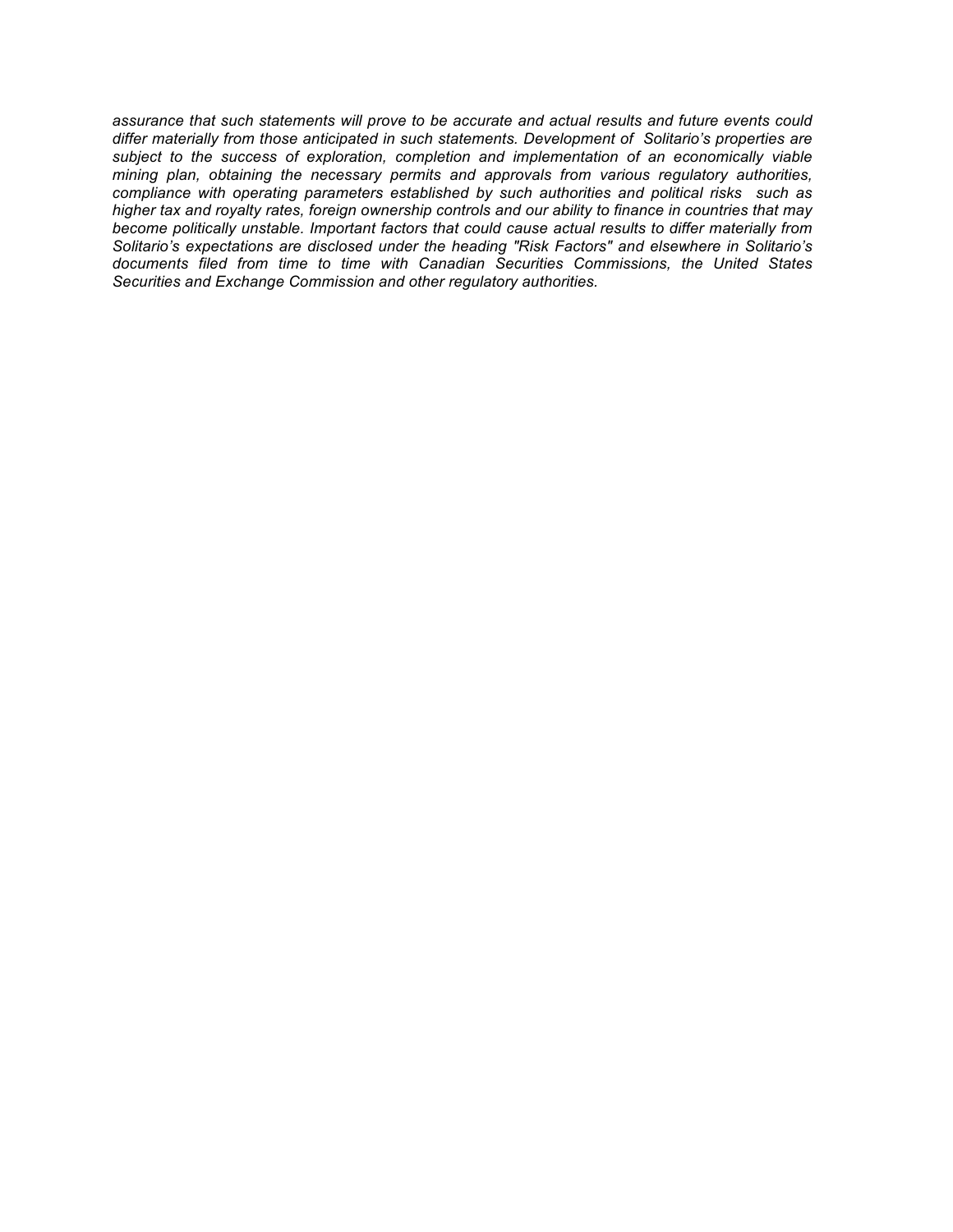*assurance that such statements will prove to be accurate and actual results and future events could differ materially from those anticipated in such statements. Development of Solitario's properties are subject to the success of exploration, completion and implementation of an economically viable mining plan, obtaining the necessary permits and approvals from various regulatory authorities, compliance with operating parameters established by such authorities and political risks such as higher tax and royalty rates, foreign ownership controls and our ability to finance in countries that may become politically unstable. Important factors that could cause actual results to differ materially from Solitario's expectations are disclosed under the heading "Risk Factors" and elsewhere in Solitario's documents filed from time to time with Canadian Securities Commissions, the United States Securities and Exchange Commission and other regulatory authorities.*